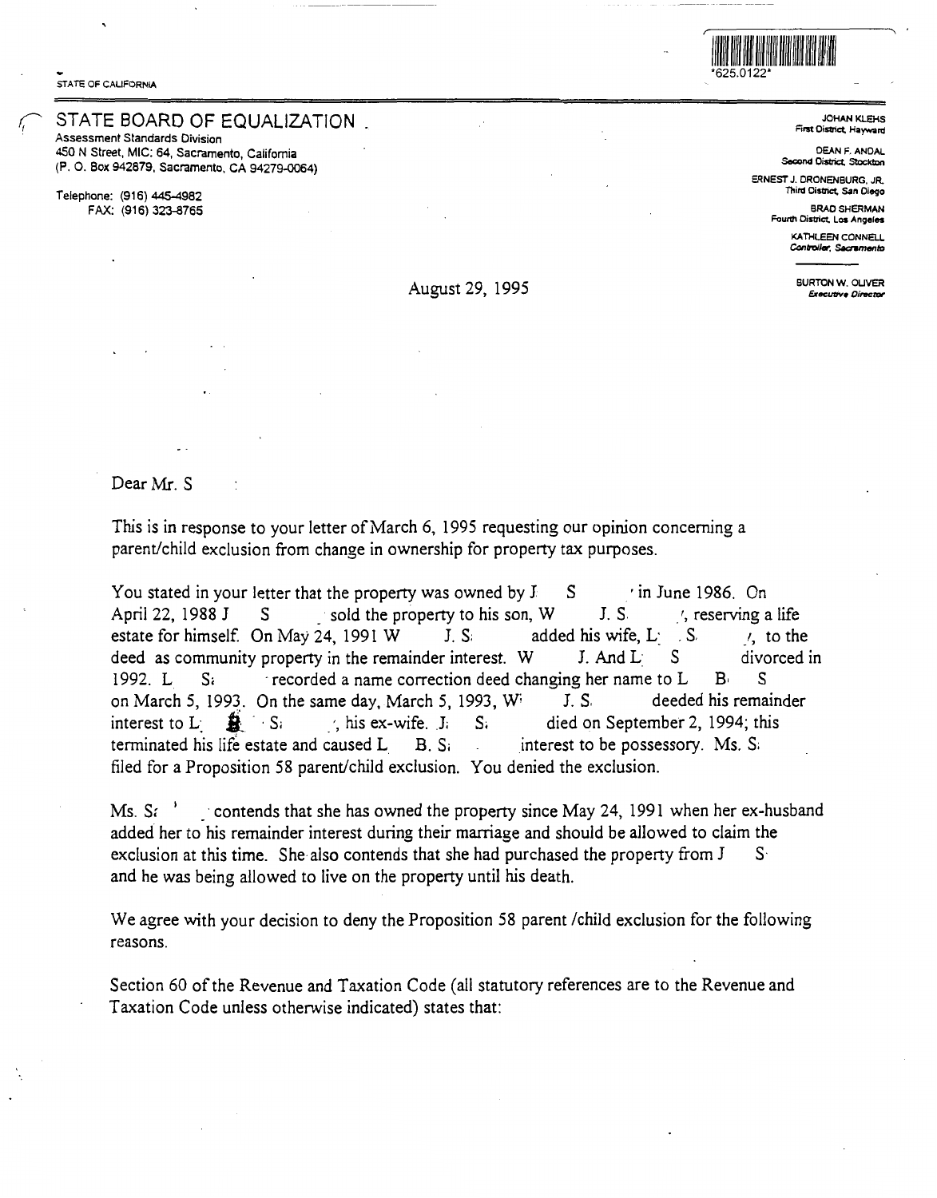STATE OF CALIFORNIA

*625.0122*

# STATE BOARD OF EQUALIZATION

Assessment Standards Division
450 N Street, MIC: 64, Sacramento, California
(P. O. Box 942879, Sacramento, CA 94279-0064)

Telephone: (916) 445-4982
FAX: (916) 323-8765

JOHAN KLEHS
First District, Hayward

DEAN F. ANDAL
Second District, Stockton

ERNEST J. DRONENBURG, JR.
Third District, San Diego

BRAD SHERMAN
Fourth District, Los Angeles

KATHLEEN CONNELL
*Controller, Sacramento*

BURTON W. OLIVER
*Executive Director*

August 29, 1995

Dear Mr. S

This is in response to your letter of March 6, 1995 requesting our opinion concerning a parent/child exclusion from change in ownership for property tax purposes.

You stated in your letter that the property was owned by J S in June 1986. On April 22, 1988 J S sold the property to his son, W J. S., reserving a life estate for himself. On May 24, 1991 W J. S. added his wife, L S, to the deed as community property in the remainder interest. W J. And L S divorced in 1992. L S recorded a name correction deed changing her name to L B S on March 5, 1993. On the same day, March 5, 1993, W J. S. deeded his remainder interest to L B S, his ex-wife. J S died on September 2, 1994; this terminated his life estate and caused L B. S interest to be possessory. Ms. S filed for a Proposition 58 parent/child exclusion. You denied the exclusion.

Ms. S contends that she has owned the property since May 24, 1991 when her ex-husband added her to his remainder interest during their marriage and should be allowed to claim the exclusion at this time. She also contends that she had purchased the property from J S and he was being allowed to live on the property until his death.

We agree with your decision to deny the Proposition 58 parent /child exclusion for the following reasons.

Section 60 of the Revenue and Taxation Code (all statutory references are to the Revenue and Taxation Code unless otherwise indicated) states that: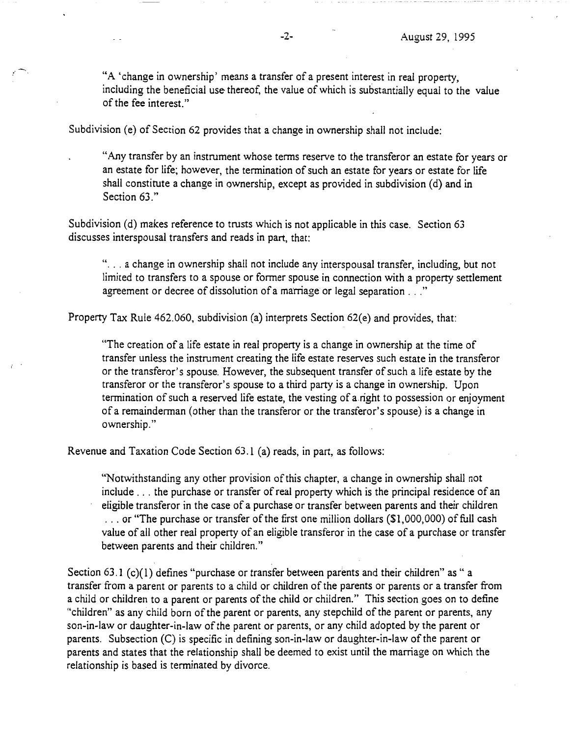"A 'change in ownership' means a transfer of a present interest in real property, including the beneficial use thereof, the value of which is substantially equal to the value of the fee interest."

Subdivision (e) of Section 62 provides that a change in ownership shall not include:

> "Any transfer by an instrument whose terms reserve to the transferor an estate for years or an estate for life; however, the termination of such an estate for years or estate for life shall constitute a change in ownership, except as provided in subdivision (d) and in Section 63."

Subdivision (d) makes reference to trusts which is not applicable in this case. Section 63 discusses interspousal transfers and reads in part, that:

> ". . . a change in ownership shall not include any interspousal transfer, including, but not limited to transfers to a spouse or former spouse in connection with a property settlement agreement or decree of dissolution of a marriage or legal separation . . ."

Property Tax Rule 462.060, subdivision (a) interprets Section 62(e) and provides, that:

> "The creation of a life estate in real property is a change in ownership at the time of transfer unless the instrument creating the life estate reserves such estate in the transferor or the transferor's spouse. However, the subsequent transfer of such a life estate by the transferor or the transferor's spouse to a third party is a change in ownership. Upon termination of such a reserved life estate, the vesting of a right to possession or enjoyment of a remainderman (other than the transferor or the transferor's spouse) is a change in ownership."

Revenue and Taxation Code Section 63.1 (a) reads, in part, as follows:

> "Notwithstanding any other provision of this chapter, a change in ownership shall not include . . . the purchase or transfer of real property which is the principal residence of an eligible transferor in the case of a purchase or transfer between parents and their children . . . or "The purchase or transfer of the first one million dollars ($1,000,000) of full cash value of all other real property of an eligible transferor in the case of a purchase or transfer between parents and their children."

Section 63.1 (c)(1) defines "purchase or transfer between parents and their children" as " a transfer from a parent or parents to a child or children of the parents or parents or a transfer from a child or children to a parent or parents of the child or children." This section goes on to define "children" as any child born of the parent or parents, any stepchild of the parent or parents, any son-in-law or daughter-in-law of the parent or parents, or any child adopted by the parent or parents. Subsection (C) is specific in defining son-in-law or daughter-in-law of the parent or parents and states that the relationship shall be deemed to exist until the marriage on which the relationship is based is terminated by divorce.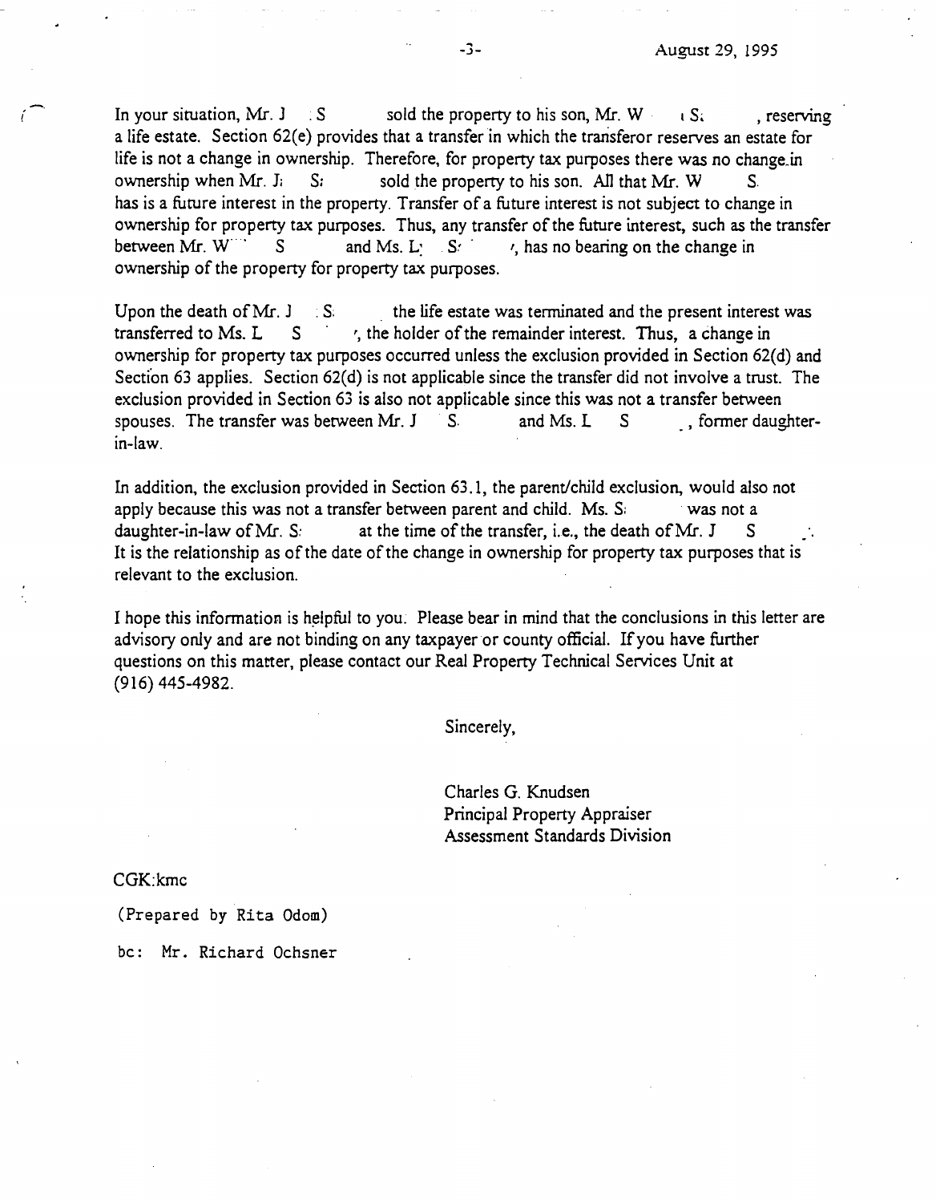In your situation, Mr. J S sold the property to his son, Mr. W S, reserving a life estate. Section 62(e) provides that a transfer in which the transferor reserves an estate for life is not a change in ownership. Therefore, for property tax purposes there was no change in ownership when Mr. J S sold the property to his son. All that Mr. W S has is a future interest in the property. Transfer of a future interest is not subject to change in ownership for property tax purposes. Thus, any transfer of the future interest, such as the transfer between Mr. W S and Ms. L S, has no bearing on the change in ownership of the property for property tax purposes.

Upon the death of Mr. J S the life estate was terminated and the present interest was transferred to Ms. L S, the holder of the remainder interest. Thus, a change in ownership for property tax purposes occurred unless the exclusion provided in Section 62(d) and Section 63 applies. Section 62(d) is not applicable since the transfer did not involve a trust. The exclusion provided in Section 63 is also not applicable since this was not a transfer between spouses. The transfer was between Mr. J S and Ms. L S, former daughter-in-law.

In addition, the exclusion provided in Section 63.1, the parent/child exclusion, would also not apply because this was not a transfer between parent and child. Ms. S was not a daughter-in-law of Mr. S at the time of the transfer, i.e., the death of Mr. J S. It is the relationship as of the date of the change in ownership for property tax purposes that is relevant to the exclusion.

I hope this information is helpful to you. Please bear in mind that the conclusions in this letter are advisory only and are not binding on any taxpayer or county official. If you have further questions on this matter, please contact our Real Property Technical Services Unit at (916) 445-4982.

Sincerely,

Charles G. Knudsen
Principal Property Appraiser
Assessment Standards Division

CGK:kmc

(Prepared by Rita Odom)

bc: Mr. Richard Ochsner